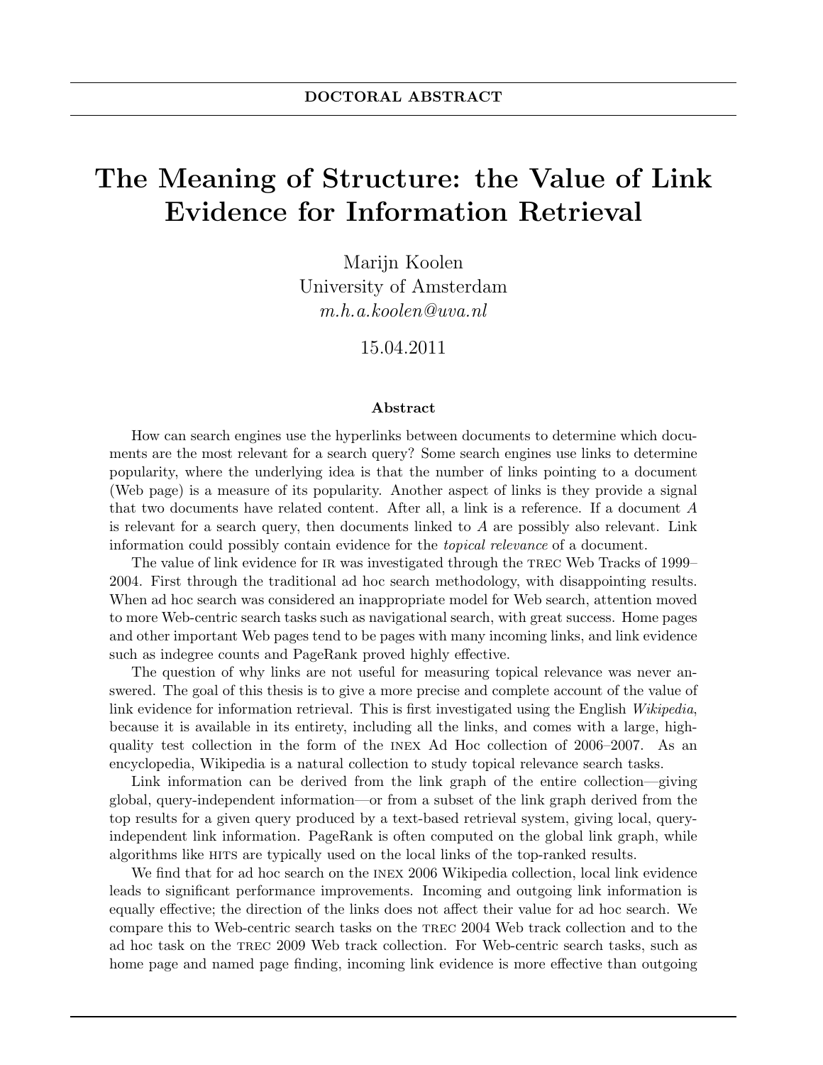**DOCTORAL ABSTRACT**

# The Meaning of Structure: the Value of Link Evidence for Information Retrieval

Marijn Koolen
University of Amsterdam
*m.h.a.koolen@uva.nl*

15.04.2011

### Abstract

How can search engines use the hyperlinks between documents to determine which documents are the most relevant for a search query? Some search engines use links to determine popularity, where the underlying idea is that the number of links pointing to a document (Web page) is a measure of its popularity. Another aspect of links is they provide a signal that two documents have related content. After all, a link is a reference. If a document $A$ is relevant for a search query, then documents linked to $A$ are possibly also relevant. Link information could possibly contain evidence for the *topical relevance* of a document.

The value of link evidence for IR was investigated through the TREC Web Tracks of 1999–2004. First through the traditional ad hoc search methodology, with disappointing results. When ad hoc search was considered an inappropriate model for Web search, attention moved to more Web-centric search tasks such as navigational search, with great success. Home pages and other important Web pages tend to be pages with many incoming links, and link evidence such as indegree counts and PageRank proved highly effective.

The question of why links are not useful for measuring topical relevance was never answered. The goal of this thesis is to give a more precise and complete account of the value of link evidence for information retrieval. This is first investigated using the English *Wikipedia*, because it is available in its entirety, including all the links, and comes with a large, high-quality test collection in the form of the INEX Ad Hoc collection of 2006–2007. As an encyclopedia, Wikipedia is a natural collection to study topical relevance search tasks.

Link information can be derived from the link graph of the entire collection—giving global, query-independent information—or from a subset of the link graph derived from the top results for a given query produced by a text-based retrieval system, giving local, query-independent link information. PageRank is often computed on the global link graph, while algorithms like HITS are typically used on the local links of the top-ranked results.

We find that for ad hoc search on the INEX 2006 Wikipedia collection, local link evidence leads to significant performance improvements. Incoming and outgoing link information is equally effective; the direction of the links does not affect their value for ad hoc search. We compare this to Web-centric search tasks on the TREC 2004 Web track collection and to the ad hoc task on the TREC 2009 Web track collection. For Web-centric search tasks, such as home page and named page finding, incoming link evidence is more effective than outgoing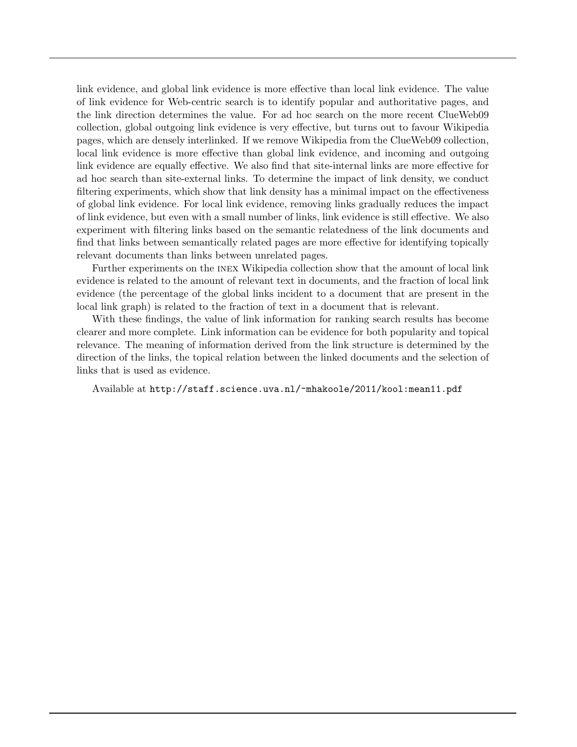link evidence, and global link evidence is more effective than local link evidence. The value of link evidence for Web-centric search is to identify popular and authoritative pages, and the link direction determines the value. For ad hoc search on the more recent ClueWeb09 collection, global outgoing link evidence is very effective, but turns out to favour Wikipedia pages, which are densely interlinked. If we remove Wikipedia from the ClueWeb09 collection, local link evidence is more effective than global link evidence, and incoming and outgoing link evidence are equally effective. We also find that site-internal links are more effective for ad hoc search than site-external links. To determine the impact of link density, we conduct filtering experiments, which show that link density has a minimal impact on the effectiveness of global link evidence. For local link evidence, removing links gradually reduces the impact of link evidence, but even with a small number of links, link evidence is still effective. We also experiment with filtering links based on the semantic relatedness of the link documents and find that links between semantically related pages are more effective for identifying topically relevant documents than links between unrelated pages.

Further experiments on the INEX Wikipedia collection show that the amount of local link evidence is related to the amount of relevant text in documents, and the fraction of local link evidence (the percentage of the global links incident to a document that are present in the local link graph) is related to the fraction of text in a document that is relevant.

With these findings, the value of link information for ranking search results has become clearer and more complete. Link information can be evidence for both popularity and topical relevance. The meaning of information derived from the link structure is determined by the direction of the links, the topical relation between the linked documents and the selection of links that is used as evidence.

Available at `http://staff.science.uva.nl/~mhakoole/2011/kool:mean11.pdf`